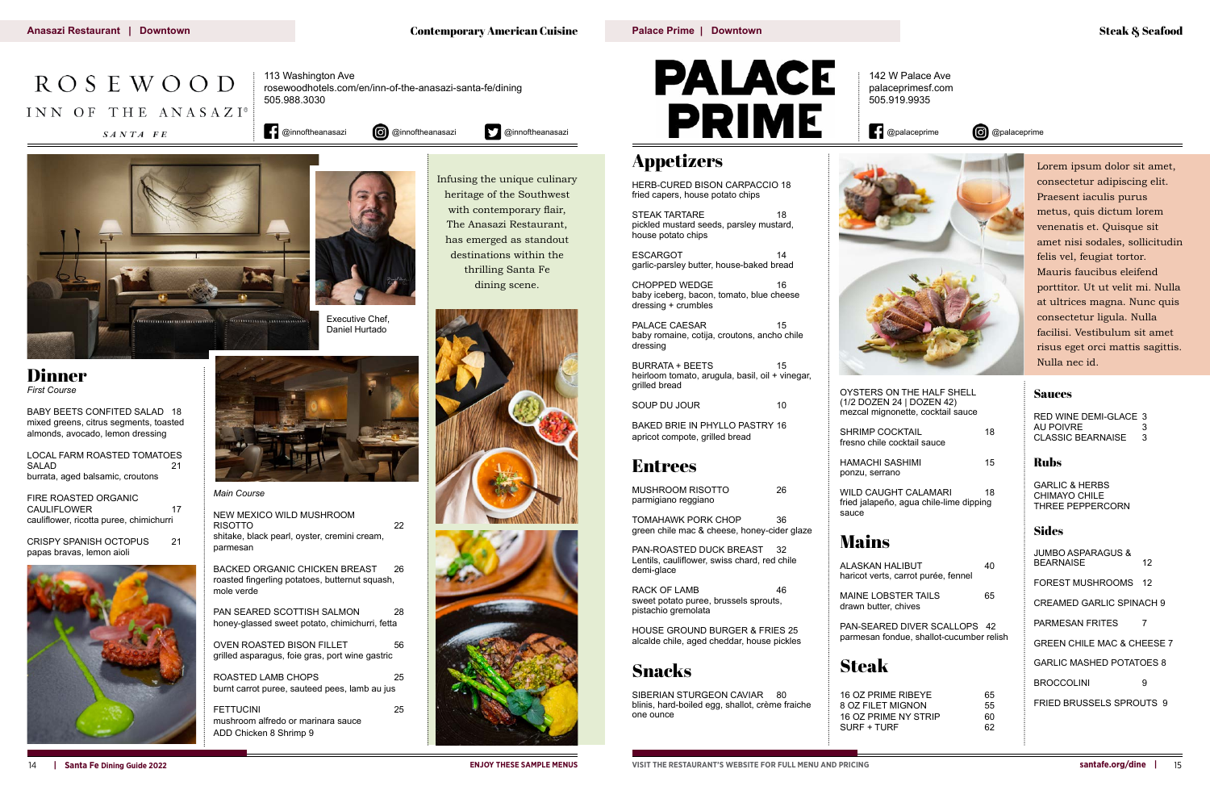Anasazi Restaurant | Downtown

Contemporary American Cuisine

# ROSEWOOD INN OF THE ANASAZI®

SANTA FE

113 Washington Ave
rosewoodhotels.com/en/inn-of-the-anasazi-santa-fe/dining
505.988.3030

@innoftheanasazi @innoftheanasazi @innoftheanasazi

Executive Chef, Daniel Hurtado

Infusing the unique culinary heritage of the Southwest with contemporary flair, The Anasazi Restaurant, has emerged as standout destinations within the thrilling Santa Fe dining scene.

## Dinner

*First Course*

BABY BEETS CONFIT SALAD 18
mixed greens, citrus segments, toasted almonds, avocado, lemon dressing

LOCAL FARM ROASTED TOMATOES SALAD 21
burrata, aged balsamic, croutons

FIRE ROASTED ORGANIC CAULIFLOWER 17
cauliflower, ricotta puree, chimichurri

CRISPY SPANISH OCTOPUS 21
papas bravas, lemon aioli

*Main Course*

NEW MEXICO WILD MUSHROOM RISOTTO 22
shitake, black pearl, oyster, cremini cream, parmesan

BACKED ORGANIC CHICKEN BREAST 26
roasted fingerling potatoes, butternut squash, mole verde

PAN SEARED SCOTTISH SALMON 28
honey-glassed sweet potato, chimichurri, fetta

OVEN ROASTED BISON FILLET 56
grilled asparagus, foie gras, port wine gastric

ROASTED LAMB CHOPS 25
burnt carrot puree, sauteed pees, lamb au jus

FETTUCINI 25
mushroom alfredo or marinara sauce
ADD Chicken 8 Shrimp 9

Palace Prime | Downtown

Steak & Seafood

# PALACE PRIME

142 W Palace Ave
palaceprimesf.com
505.919.9935

@palaceprime @palaceprime

Lorem ipsum dolor sit amet, consectetur adipiscing elit. Praesent iaculis purus metus, quis dictum lorem venenatis et. Quisque sit amet nisi sodales, sollicitudin felis vel, feugiat tortor. Mauris faucibus eleifend porttitor. Ut ut velit mi. Nulla at ultrices magna. Nunc quis consectetur ligula. Nulla facilisi. Vestibulum sit amet risus eget orci mattis sagittis. Nulla nec id.

## Appetizers

HERB-CURED BISON CARPACCIO 18
fried capers, house potato chips

STEAK TARTARE 18
pickled mustard seeds, parsley mustard, house potato chips

ESCARGOT 14
garlic-parsley butter, house-baked bread

CHOPPED WEDGE 16
baby iceberg, bacon, tomato, blue cheese dressing + crumbles

PALACE CAESAR 15
baby romaine, cotija, croutons, ancho chile dressing

BURRATA + BEETS 15
heirloom tomato, arugula, basil, oil + vinegar, grilled bread

SOUP DU JOUR 10

BAKED BRIE IN PHYLLO PASTRY 16
apricot compote, grilled bread

OYSTERS ON THE HALF SHELL
(1/2 DOZEN 24 | DOZEN 42)
mezcal mignonette, cocktail sauce

SHRIMP COCKTAIL 18
fresno chile cocktail sauce

HAMACHI SASHIMI 15
ponzu, serrano

WILD CAUGHT CALAMARI 18
fried jalapeño, agua chile-lime dipping sauce

## Entrees

MUSHROOM RISOTTO 26
parmigiano reggiano

TOMAHAWK PORK CHOP 36
green chile mac & cheese, honey-cider glaze

PAN-ROASTED DUCK BREAST 32
Lentils, cauliflower, swiss chard, red chile demi-glace

RACK OF LAMB 46
sweet potato puree, brussels sprouts, pistachio gremolata

HOUSE GROUND BURGER & FRIES 25
alcalde chile, aged cheddar, house pickles

## Snacks

SIBERIAN STURGEON CAVIAR 80
blinis, hard-boiled egg, shallot, crème fraiche one ounce

## Mains

ALASKAN HALIBUT 40
haricot verts, carrot purée, fennel

MAINE LOBSTER TAILS 65
drawn butter, chives

PAN-SEARED DIVER SCALLOPS 42
parmesan fondue, shallot-cucumber relish

## Steak

16 OZ PRIME RIBEYE 65
8 OZ FILET MIGNON 55
16 OZ PRIME NY STRIP 60
SURF + TURF 62

## Sauces

RED WINE DEMI-GLACE 3
AU POIVRE 3
CLASSIC BEARNAISE 3

## Rubs

GARLIC & HERBS
CHIMAYO CHILE
THREE PEPPERCORN

## Sides

JUMBO ASPARAGUS & BEARNAISE 12

FOREST MUSHROOMS 12

CREAMED GARLIC SPINACH 9

PARMESAN FRITES 7

GREEN CHILE MAC & CHEESE 7

GARLIC MASHED POTATOES 8

BROCCOLINI 9

FRIED BRUSSELS SPROUTS 9

ENJOY THESE SAMPLE MENUS

VISIT THE RESTAURANT'S WEBSITE FOR FULL MENU AND PRICING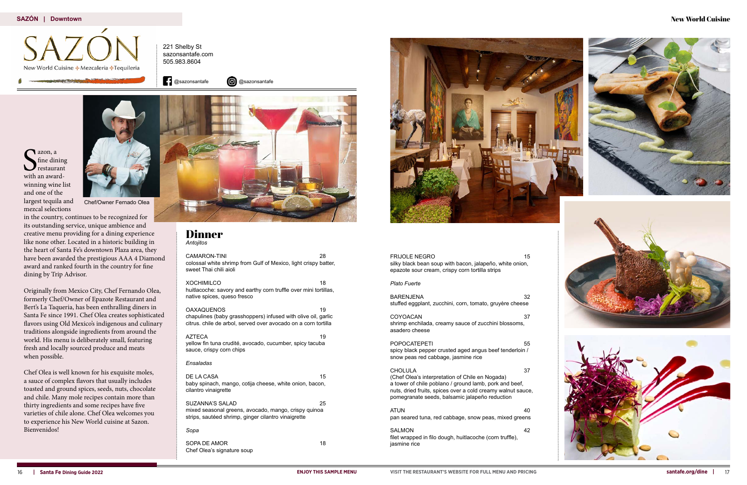# SAZÓN

New World Cuisine ✦ Mezcaleria ✦ Tequileria

221 Shelby St
sazonsantafe.com
505.983.8604

@sazonsantafe
@sazonsantafe

Chef/Owner Fernado Olea

Sazon, a fine dining restaurant with an award-winning wine list and one of the largest tequila and mezcal selections in the country, continues to be recognized for its outstanding service, unique ambience and creative menu providing for a dining experience like none other. Located in a historic building in the heart of Santa Fe's downtown Plaza area, they have been awarded the prestigious AAA 4 Diamond award and ranked fourth in the country for fine dining by Trip Advisor.

Originally from Mexico City, Chef Fernando Olea, formerly Chef/Owner of Epazote Restaurant and Bert's La Taqueria, has been enthralling diners in Santa Fe since 1991. Chef Olea creates sophisticated flavors using Old Mexico's indigenous and culinary traditions alongside ingredients from around the world. His menu is deliberately small, featuring fresh and locally sourced produce and meats when possible.

Chef Olea is well known for his exquisite moles, a sauce of complex flavors that usually includes toasted and ground spices, seeds, nuts, chocolate and chile. Many mole recipes contain more than thirty ingredients and some recipes have five varieties of chile alone. Chef Olea welcomes you to experience his New World cuisine at Sazon. Bienvenidos!

## Dinner

*Antojitos*

CAMARON-TINI 28
colossal white shrimp from Gulf of Mexico, light crispy batter, sweet Thai chili aioli

XOCHIMILCO 18
huitlacoche: savory and earthy corn truffle over mini tortillas, native spices, queso fresco

OAXAQUENOS 19
chapulines (baby grasshoppers) infused with olive oil, garlic citrus. chile de arbol, served over avocado on a corn tortilla

AZTECA 19
yellow fin tuna crudité, avocado, cucumber, spicy tacuba sauce, crispy corn chips

*Ensaladas*

DE LA CASA 15
baby spinach, mango, cotija cheese, white onion, bacon, cilantro vinaigrette

SUZANNA'S SALAD 25
mixed seasonal greens, avocado, mango, crispy quinoa strips, sautéed shrimp, ginger cilantro vinaigrette

*Sopa*

SOPA DE AMOR 18
Chef Olea's signature soup

FRIJOLE NEGRO 15
silky black bean soup with bacon, jalapeño, white onion, epazote sour cream, crispy corn tortilla strips

*Plato Fuerte*

BARENJENA 32
stuffed eggplant, zucchini, corn, tomato, gruyère cheese

COYOACAN 37
shrimp enchilada, creamy sauce of zucchini blossoms, asadero cheese

POPOCATEPETI 55
spicy black pepper crusted aged angus beef tenderloin / snow peas red cabbage, jasmine rice

CHOLULA 37
(Chef Olea's interpretation of Chile en Nogada)
a tower of chile poblano / ground lamb, pork and beef, nuts, dried fruits, spices over a cold creamy walnut sauce, pomegranate seeds, balsamic jalapeño reduction

ATUN 40
pan seared tuna, red cabbage, snow peas, mixed greens

SALMON 42
filet wrapped in filo dough, huitlacoche (corn truffle), jasmine rice

ENJOY THIS SAMPLE MENU

VISIT THE RESTAURANT'S WEBSITE FOR FULL MENU AND PRICING